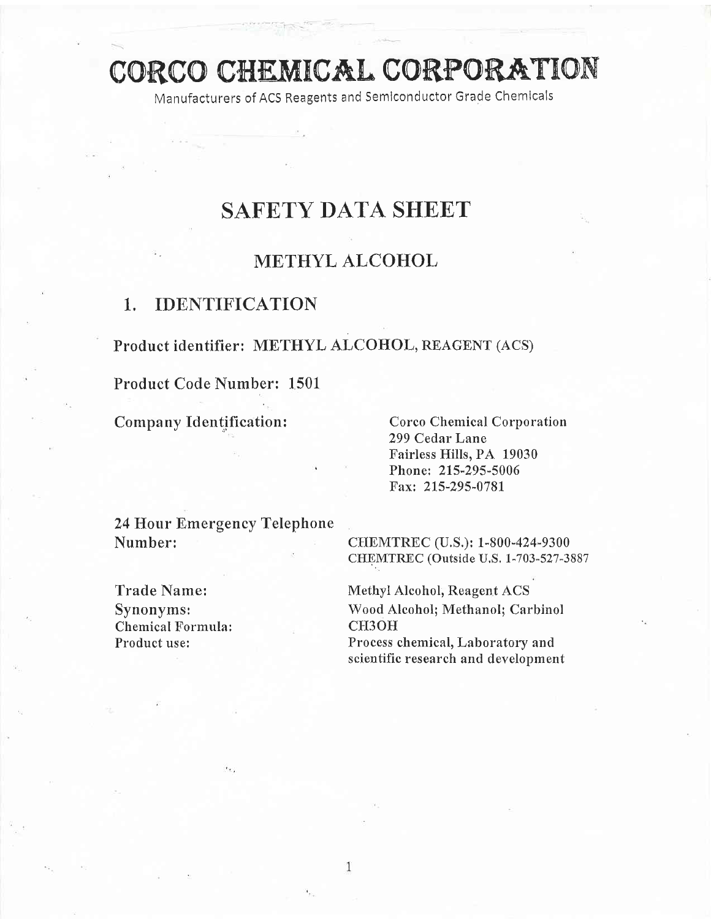# CORCO CHEMICAL CORPORATION

Manufacturers of ACS Reagents and Semiconductor Grade Chemicals

# SAFETY DATA SHEET

## METHYL ALCOHOL

## 1. IDENTIFICATION

**Product identifier:** METHYL ALCOHOL, REAGENT (ACS)

**Product Code Number:** 1501

**Company Identification:**

Corco Chemical Corporation
299 Cedar Lane
Fairless Hills, PA 19030
Phone: 215-295-5006
Fax: 215-295-0781

**24 Hour Emergency Telephone Number:**

CHEMTREC (U.S.): 1-800-424-9300
CHEMTREC (Outside U.S. 1-703-527-3887

**Trade Name:** Methyl Alcohol, Reagent ACS

**Synonyms:** Wood Alcohol; Methanol; Carbinol

**Chemical Formula:** $CH_3OH$

**Product use:** Process chemical, Laboratory and scientific research and development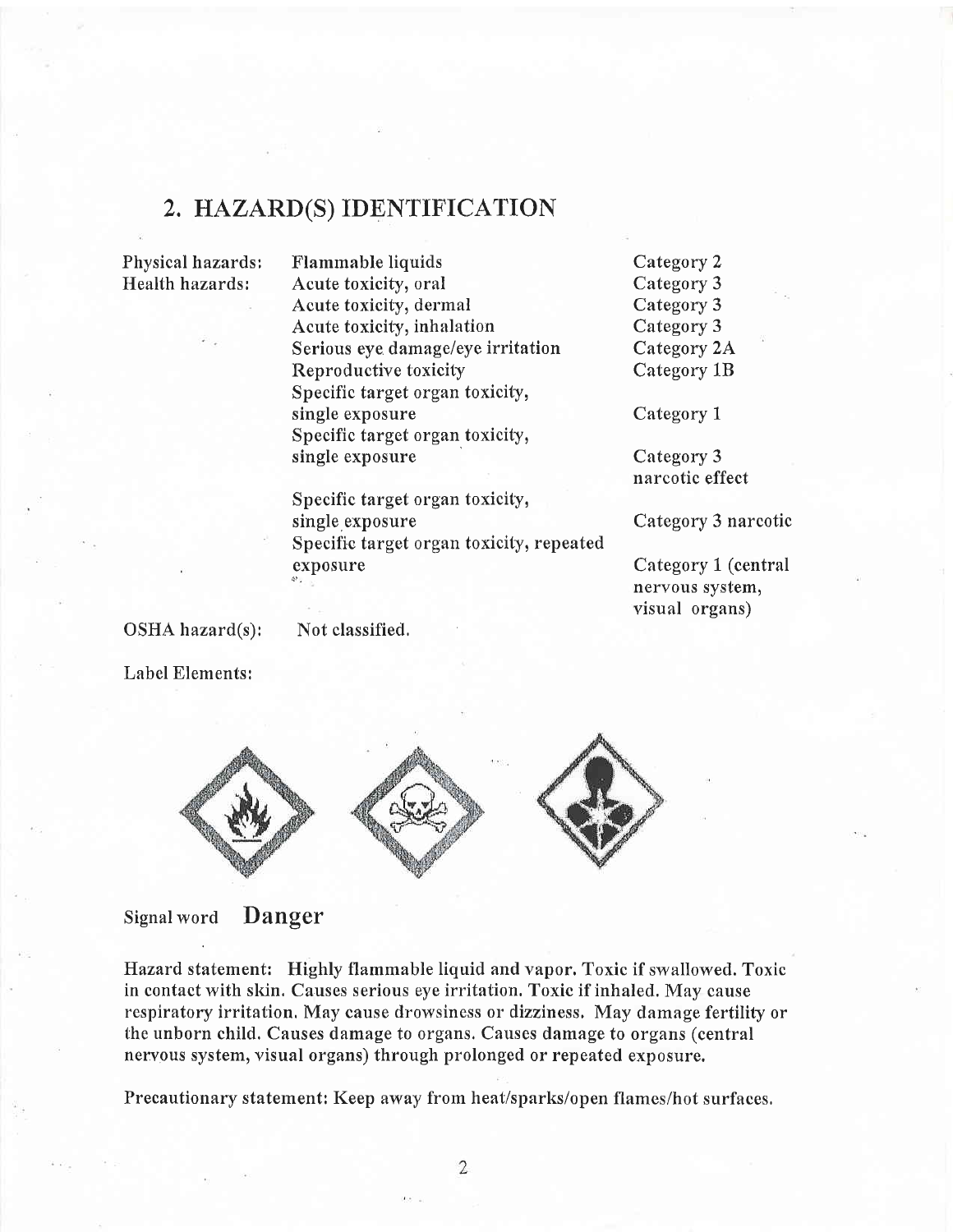## 2. HAZARD(S) IDENTIFICATION

| | | |
|---|---|---|
| Physical hazards: | Flammable liquids | Category 2 |
| Health hazards: | Acute toxicity, oral | Category 3 |
| | Acute toxicity, dermal | Category 3 |
| | Acute toxicity, inhalation | Category 3 |
| | Serious eye damage/eye irritation | Category 2A |
| | Reproductive toxicity | Category 1B |
| | Specific target organ toxicity, single exposure | Category 1 |
| | Specific target organ toxicity, single exposure | Category 3 narcotic effect |
| | Specific target organ toxicity, single exposure | Category 3 narcotic |
| | Specific target organ toxicity, repeated exposure | Category 1 (central nervous system, visual organs) |
| OSHA hazard(s): | Not classified. | |

Label Elements:

Signal word **Danger**

**Hazard statement: Highly flammable liquid and vapor. Toxic if swallowed. Toxic in contact with skin. Causes serious eye irritation. Toxic if inhaled. May cause respiratory irritation. May cause drowsiness or dizziness. May damage fertility or the unborn child. Causes damage to organs. Causes damage to organs (central nervous system, visual organs) through prolonged or repeated exposure.**

**Precautionary statement: Keep away from heat/sparks/open flames/hot surfaces.**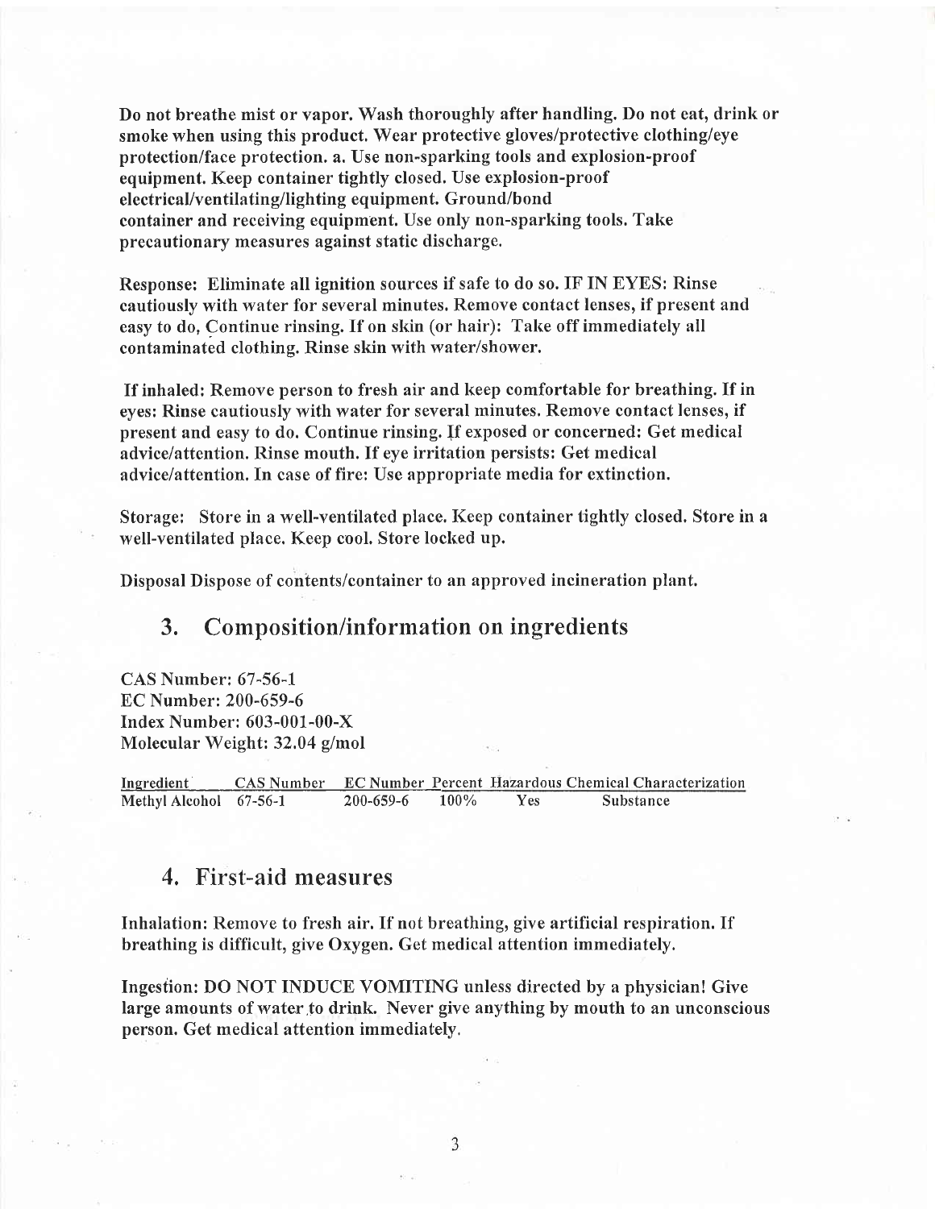**Do not breathe mist or vapor. Wash thoroughly after handling. Do not eat, drink or smoke when using this product. Wear protective gloves/protective clothing/eye protection/face protection. a. Use non-sparking tools and explosion-proof equipment. Keep container tightly closed. Use explosion-proof electrical/ventilating/lighting equipment. Ground/bond container and receiving equipment. Use only non-sparking tools. Take precautionary measures against static discharge.**

**Response: Eliminate all ignition sources if safe to do so. IF IN EYES: Rinse cautiously with water for several minutes. Remove contact lenses, if present and easy to do, Continue rinsing. If on skin (or hair): Take off immediately all contaminated clothing. Rinse skin with water/shower.**

**If inhaled: Remove person to fresh air and keep comfortable for breathing. If in eyes: Rinse cautiously with water for several minutes. Remove contact lenses, if present and easy to do. Continue rinsing. If exposed or concerned: Get medical advice/attention. Rinse mouth. If eye irritation persists: Get medical advice/attention. In case of fire: Use appropriate media for extinction.**

Storage: Store in a well-ventilated place. Keep container tightly closed. Store in a well-ventilated place. Keep cool. Store locked up.

Disposal Dispose of contents/container to an approved incineration plant.

## 3. Composition/information on ingredients

CAS Number: 67-56-1
EC Number: 200-659-6
Index Number: 603-001-00-X
Molecular Weight: 32.04 g/mol

| Ingredient | CAS Number | EC Number | Percent | Hazardous | Chemical Characterization |
|---|---|---|---|---|---|
| Methyl Alcohol | 67-56-1 | 200-659-6 | 100% | Yes | Substance |

## 4. First-aid measures

**Inhalation: Remove to fresh air. If not breathing, give artificial respiration. If breathing is difficult, give Oxygen. Get medical attention immediately.**

**Ingestion: DO NOT INDUCE VOMITING unless directed by a physician! Give large amounts of water to drink. Never give anything by mouth to an unconscious person. Get medical attention immediately.**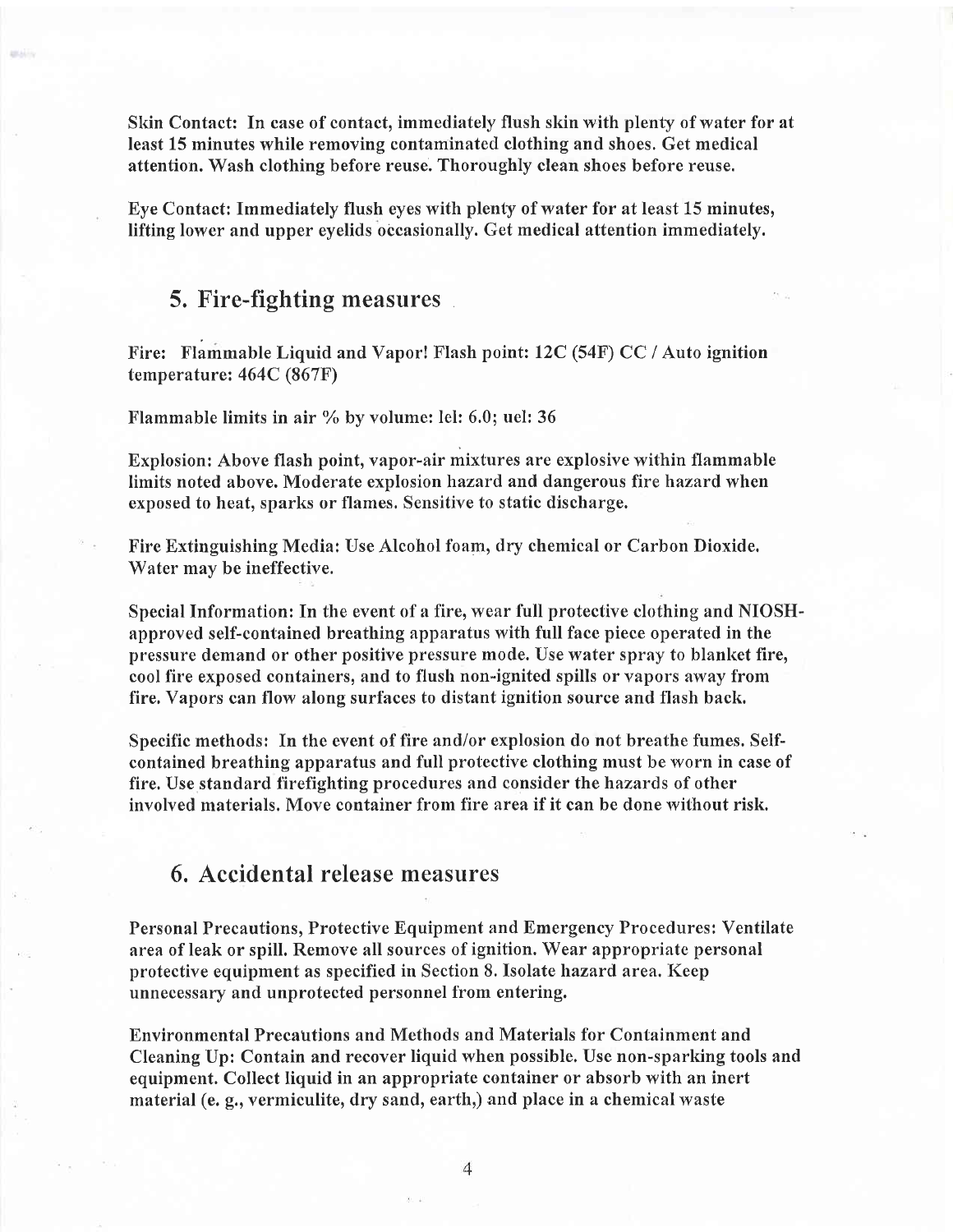Skin Contact: In case of contact, immediately flush skin with plenty of water for at least 15 minutes while removing contaminated clothing and shoes. Get medical attention. Wash clothing before reuse. Thoroughly clean shoes before reuse.

Eye Contact: Immediately flush eyes with plenty of water for at least 15 minutes, lifting lower and upper eyelids occasionally. Get medical attention immediately.

## 5. Fire-fighting measures

Fire: Flammable Liquid and Vapor! Flash point: 12C (54F) CC / Auto ignition temperature: 464C (867F)

Flammable limits in air % by volume: lel: 6.0; uel: 36

Explosion: Above flash point, vapor-air mixtures are explosive within flammable limits noted above. Moderate explosion hazard and dangerous fire hazard when exposed to heat, sparks or flames. Sensitive to static discharge.

Fire Extinguishing Media: Use Alcohol foam, dry chemical or Carbon Dioxide. Water may be ineffective.

Special Information: In the event of a fire, wear full protective clothing and NIOSH-approved self-contained breathing apparatus with full face piece operated in the pressure demand or other positive pressure mode. Use water spray to blanket fire, cool fire exposed containers, and to flush non-ignited spills or vapors away from fire. Vapors can flow along surfaces to distant ignition source and flash back.

Specific methods: In the event of fire and/or explosion do not breathe fumes. Self-contained breathing apparatus and full protective clothing must be worn in case of fire. Use standard firefighting procedures and consider the hazards of other involved materials. Move container from fire area if it can be done without risk.

## 6. Accidental release measures

Personal Precautions, Protective Equipment and Emergency Procedures: Ventilate area of leak or spill. Remove all sources of ignition. Wear appropriate personal protective equipment as specified in Section 8. Isolate hazard area. Keep unnecessary and unprotected personnel from entering.

Environmental Precautions and Methods and Materials for Containment and Cleaning Up: Contain and recover liquid when possible. Use non-sparking tools and equipment. Collect liquid in an appropriate container or absorb with an inert material (e. g., vermiculite, dry sand, earth,) and place in a chemical waste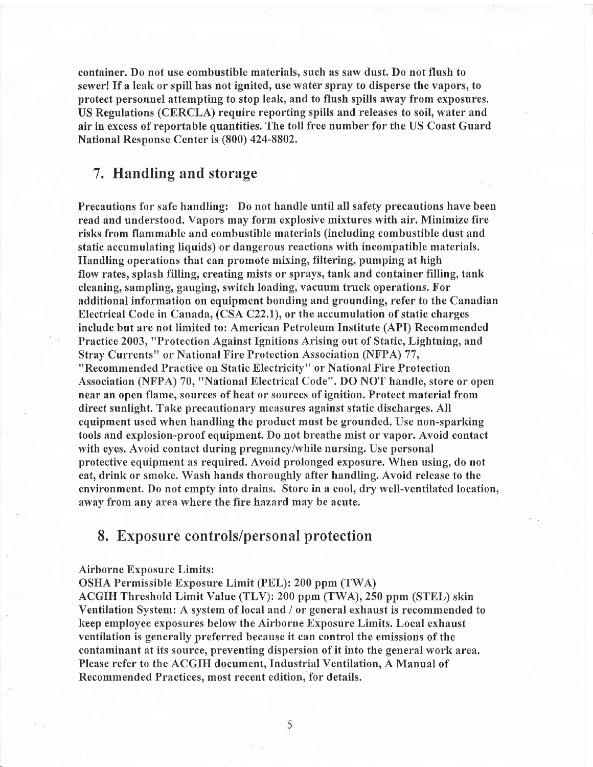container. Do not use combustible materials, such as saw dust. Do not flush to sewer! If a leak or spill has not ignited, use water spray to disperse the vapors, to protect personnel attempting to stop leak, and to flush spills away from exposures. US Regulations (CERCLA) require reporting spills and releases to soil, water and air in excess of reportable quantities. The toll free number for the US Coast Guard National Response Center is (800) 424-8802.

## 7. Handling and storage

Precautions for safe handling: Do not handle until all safety precautions have been read and understood. Vapors may form explosive mixtures with air. Minimize fire risks from flammable and combustible materials (including combustible dust and static accumulating liquids) or dangerous reactions with incompatible materials. Handling operations that can promote mixing, filtering, pumping at high flow rates, splash filling, creating mists or sprays, tank and container filling, tank cleaning, sampling, gauging, switch loading, vacuum truck operations. For additional information on equipment bonding and grounding, refer to the Canadian Electrical Code in Canada, (CSA C22.1), or the accumulation of static charges include but are not limited to: American Petroleum Institute (API) Recommended Practice 2003, "Protection Against Ignitions Arising out of Static, Lightning, and Stray Currents" or National Fire Protection Association (NFPA) 77, "Recommended Practice on Static Electricity" or National Fire Protection Association (NFPA) 70, "National Electrical Code". DO NOT handle, store or open near an open flame, sources of heat or sources of ignition. Protect material from direct sunlight. Take precautionary measures against static discharges. All equipment used when handling the product must be grounded. Use non-sparking tools and explosion-proof equipment. Do not breathe mist or vapor. Avoid contact with eyes. Avoid contact during pregnancy/while nursing. Use personal protective equipment as required. Avoid prolonged exposure. When using, do not eat, drink or smoke. Wash hands thoroughly after handling. Avoid release to the environment. Do not empty into drains. Store in a cool, dry well-ventilated location, away from any area where the fire hazard may be acute.

## 8. Exposure controls/personal protection

Airborne Exposure Limits:
OSHA Permissible Exposure Limit (PEL): 200 ppm (TWA)
ACGIH Threshold Limit Value (TLV): 200 ppm (TWA), 250 ppm (STEL) skin
Ventilation System: A system of local and / or general exhaust is recommended to keep employee exposures below the Airborne Exposure Limits. Local exhaust ventilation is generally preferred because it can control the emissions of the contaminant at its source, preventing dispersion of it into the general work area. Please refer to the ACGIH document, Industrial Ventilation, A Manual of Recommended Practices, most recent edition, for details.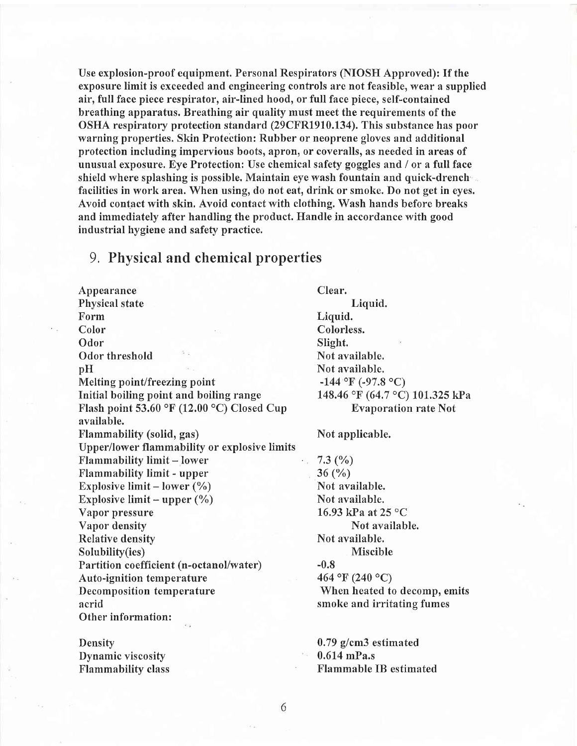**Use explosion-proof equipment. Personal Respirators (NIOSH Approved): If the exposure limit is exceeded and engineering controls are not feasible, wear a supplied air, full face piece respirator, air-lined hood, or full face piece, self-contained breathing apparatus. Breathing air quality must meet the requirements of the OSHA respiratory protection standard (29CFR1910.134). This substance has poor warning properties. Skin Protection: Rubber or neoprene gloves and additional protection including impervious boots, apron, or coveralls, as needed in areas of unusual exposure. Eye Protection: Use chemical safety goggles and / or a full face shield where splashing is possible. Maintain eye wash fountain and quick-drench facilities in work area. When using, do not eat, drink or smoke. Do not get in eyes. Avoid contact with skin. Avoid contact with clothing. Wash hands before breaks and immediately after handling the product. Handle in accordance with good industrial hygiene and safety practice.**

## 9. Physical and chemical properties

| | |
|---|---|
| Appearance | Clear. |
| Physical state | Liquid. |
| Form | Liquid. |
| Color | Colorless. |
| Odor | Slight. |
| Odor threshold | Not available. |
| pH | Not available. |
| Melting point/freezing point | -144 °F (-97.8 °C) |
| Initial boiling point and boiling range | 148.46 °F (64.7 °C) 101.325 kPa |
| Flash point 53.60 °F (12.00 °C) Closed Cup | Evaporation rate Not available. |
| Flammability (solid, gas) | Not applicable. |
| Upper/lower flammability or explosive limits | |
| Flammability limit – lower | 7.3 (%) |
| Flammability limit - upper | 36 (%) |
| Explosive limit – lower (%) | Not available. |
| Explosive limit – upper (%) | Not available. |
| Vapor pressure | 16.93 kPa at 25 °C |
| Vapor density | Not available. |
| Relative density | Not available. |
| Solubility(ies) | Miscible |
| Partition coefficient (n-octanol/water) | -0.8 |
| Auto-ignition temperature | 464 °F (240 °C) |
| Decomposition temperature | When heated to decomp, emits acrid smoke and irritating fumes |
| Other information: | |
| Density | 0.79 g/cm3 estimated |
| Dynamic viscosity | 0.614 mPa.s |
| Flammability class | Flammable IB estimated |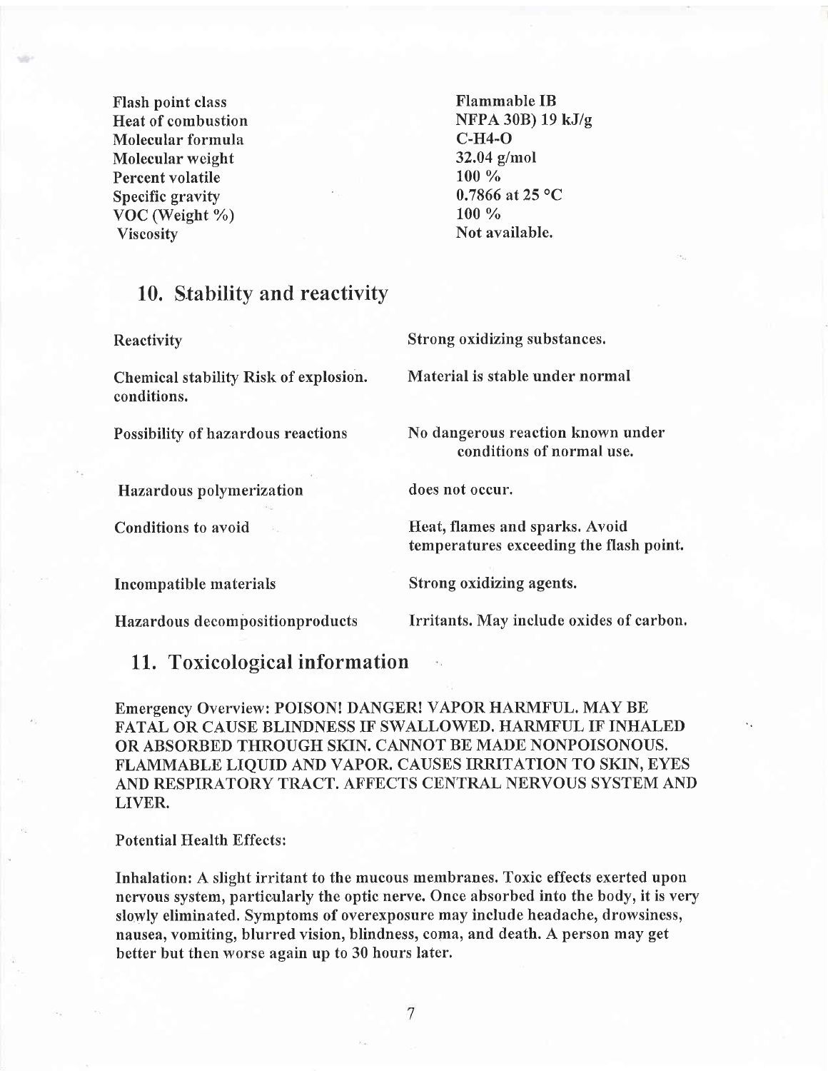| | |
|---|---|
| Flash point class | Flammable IB |
| Heat of combustion | NFPA 30B) 19 kJ/g |
| Molecular formula | C-H4-O |
| Molecular weight | 32.04 g/mol |
| Percent volatile | 100 % |
| Specific gravity | 0.7866 at 25 °C |
| VOC (Weight %) | 100 % |
| Viscosity | Not available. |

## 10. Stability and reactivity

| | |
|---|---|
| Reactivity | Strong oxidizing substances. |
| Chemical stability Risk of explosion. conditions. | Material is stable under normal |
| Possibility of hazardous reactions | No dangerous reaction known under conditions of normal use. |
| Hazardous polymerization | does not occur. |
| Conditions to avoid | Heat, flames and sparks. Avoid temperatures exceeding the flash point. |
| Incompatible materials | Strong oxidizing agents. |
| Hazardous decompositionproducts | Irritants. May include oxides of carbon. |

## 11. Toxicological information

**Emergency Overview: POISON! DANGER! VAPOR HARMFUL. MAY BE FATAL OR CAUSE BLINDNESS IF SWALLOWED. HARMFUL IF INHALED OR ABSORBED THROUGH SKIN. CANNOT BE MADE NONPOISONOUS. FLAMMABLE LIQUID AND VAPOR. CAUSES IRRITATION TO SKIN, EYES AND RESPIRATORY TRACT. AFFECTS CENTRAL NERVOUS SYSTEM AND LIVER.**

Potential Health Effects:

Inhalation: A slight irritant to the mucous membranes. Toxic effects exerted upon nervous system, particularly the optic nerve. Once absorbed into the body, it is very slowly eliminated. Symptoms of overexposure may include headache, drowsiness, nausea, vomiting, blurred vision, blindness, coma, and death. A person may get better but then worse again up to 30 hours later.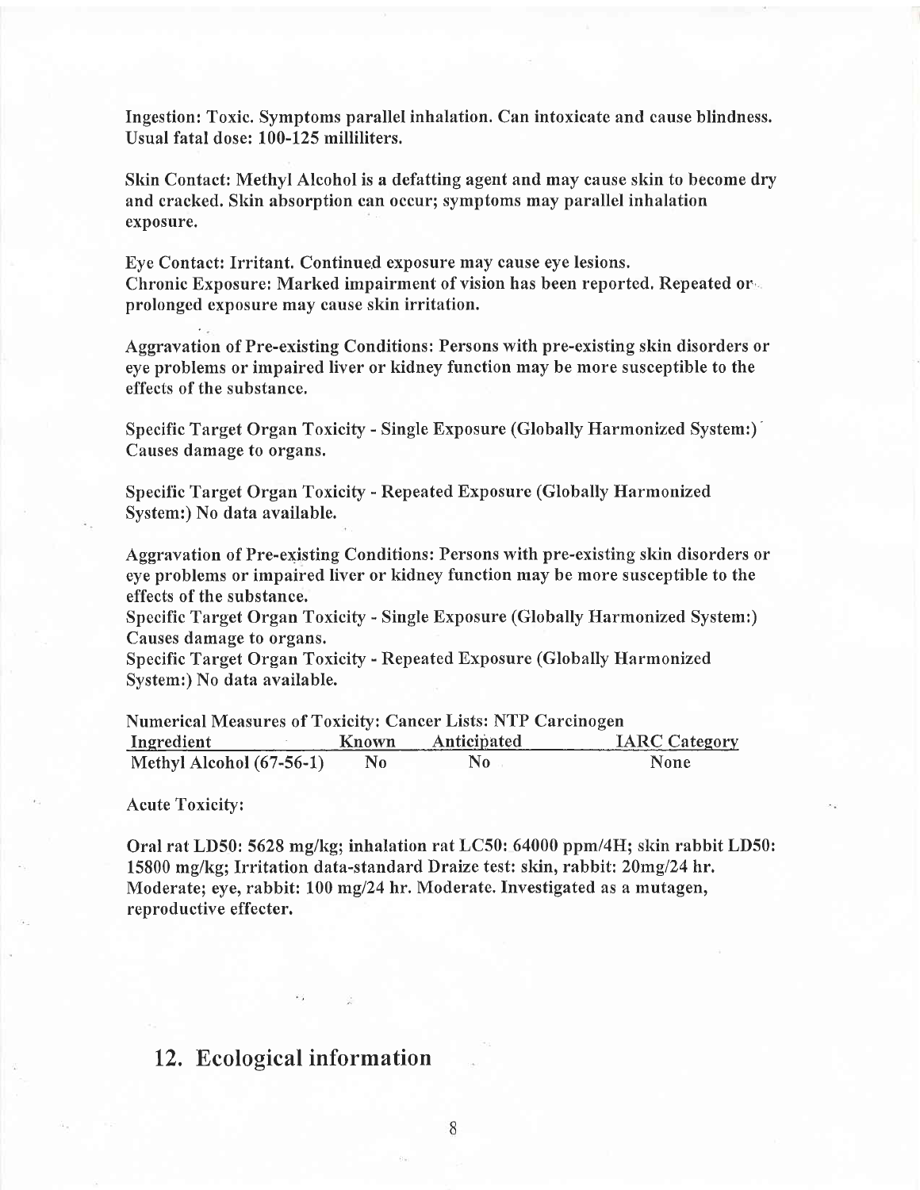**Ingestion: Toxic. Symptoms parallel inhalation. Can intoxicate and cause blindness. Usual fatal dose: 100-125 milliliters.**

**Skin Contact: Methyl Alcohol is a defatting agent and may cause skin to become dry and cracked. Skin absorption can occur; symptoms may parallel inhalation exposure.**

**Eye Contact: Irritant. Continued exposure may cause eye lesions.**
**Chronic Exposure: Marked impairment of vision has been reported. Repeated or prolonged exposure may cause skin irritation.**

**Aggravation of Pre-existing Conditions: Persons with pre-existing skin disorders or eye problems or impaired liver or kidney function may be more susceptible to the effects of the substance.**

**Specific Target Organ Toxicity - Single Exposure (Globally Harmonized System:) Causes damage to organs.**

**Specific Target Organ Toxicity - Repeated Exposure (Globally Harmonized System:) No data available.**

**Aggravation of Pre-existing Conditions: Persons with pre-existing skin disorders or eye problems or impaired liver or kidney function may be more susceptible to the effects of the substance.**
**Specific Target Organ Toxicity - Single Exposure (Globally Harmonized System:) Causes damage to organs.**
**Specific Target Organ Toxicity - Repeated Exposure (Globally Harmonized System:) No data available.**

**Numerical Measures of Toxicity: Cancer Lists: NTP Carcinogen**

| Ingredient | Known | Anticipated | IARC Category |
|---|---|---|---|
| Methyl Alcohol (67-56-1) | No | No | None |

Acute Toxicity:

**Oral rat LD50: 5628 mg/kg; inhalation rat LC50: 64000 ppm/4H; skin rabbit LD50: 15800 mg/kg; Irritation data-standard Draize test: skin, rabbit: 20mg/24 hr. Moderate; eye, rabbit: 100 mg/24 hr. Moderate. Investigated as a mutagen, reproductive effecter.**

## 12. Ecological information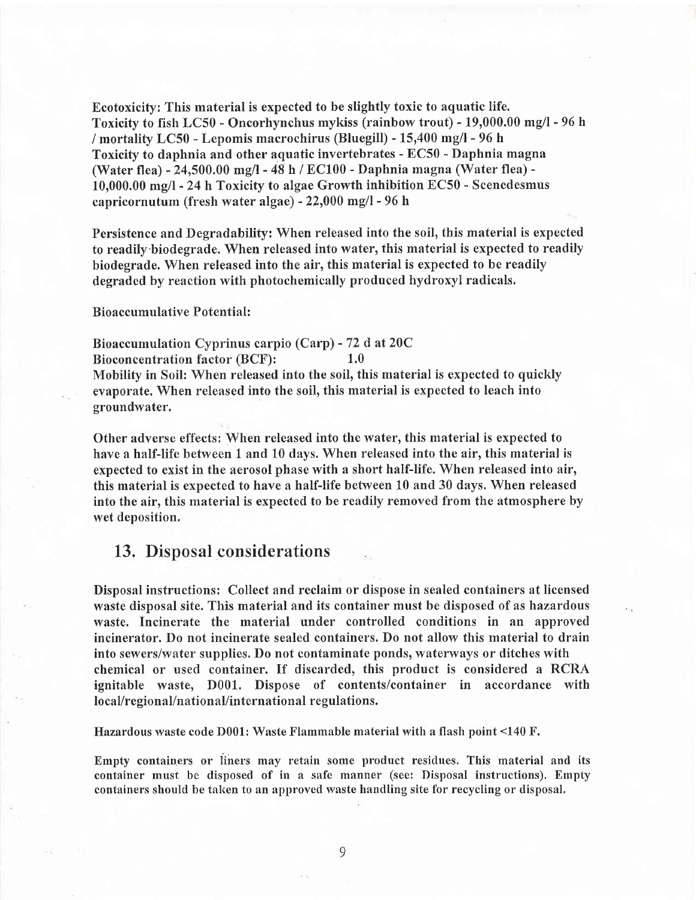**Ecotoxicity: This material is expected to be slightly toxic to aquatic life. Toxicity to fish LC50 - Oncorhynchus mykiss (rainbow trout) - 19,000.00 mg/l - 96 h / mortality LC50 - Lepomis macrochirus (Bluegill) - 15,400 mg/l - 96 h Toxicity to daphnia and other aquatic invertebrates - EC50 - Daphnia magna (Water flea) - 24,500.00 mg/l - 48 h / EC100 - Daphnia magna (Water flea) - 10,000.00 mg/l - 24 h Toxicity to algae Growth inhibition EC50 - Scenedesmus capricornutum (fresh water algae) - 22,000 mg/l - 96 h**

**Persistence and Degradability: When released into the soil, this material is expected to readily biodegrade. When released into water, this material is expected to readily biodegrade. When released into the air, this material is expected to be readily degraded by reaction with photochemically produced hydroxyl radicals.**

Bioaccumulative Potential:

**Bioaccumulation Cyprinus carpio (Carp) - 72 d at 20C**
**Bioconcentration factor (BCF): 1.0**
**Mobility in Soil: When released into the soil, this material is expected to quickly evaporate. When released into the soil, this material is expected to leach into groundwater.**

**Other adverse effects: When released into the water, this material is expected to have a half-life between 1 and 10 days. When released into the air, this material is expected to exist in the aerosol phase with a short half-life. When released into air, this material is expected to have a half-life between 10 and 30 days. When released into the air, this material is expected to be readily removed from the atmosphere by wet deposition.**

## 13. Disposal considerations

**Disposal instructions: Collect and reclaim or dispose in sealed containers at licensed waste disposal site. This material and its container must be disposed of as hazardous waste. Incinerate the material under controlled conditions in an approved incinerator. Do not incinerate sealed containers. Do not allow this material to drain into sewers/water supplies. Do not contaminate ponds, waterways or ditches with chemical or used container. If discarded, this product is considered a RCRA ignitable waste, D001. Dispose of contents/container in accordance with local/regional/national/international regulations.**

**Hazardous waste code D001: Waste Flammable material with a flash point <140 F.**

**Empty containers or liners may retain some product residues. This material and its container must be disposed of in a safe manner (see: Disposal instructions). Empty containers should be taken to an approved waste handling site for recycling or disposal.**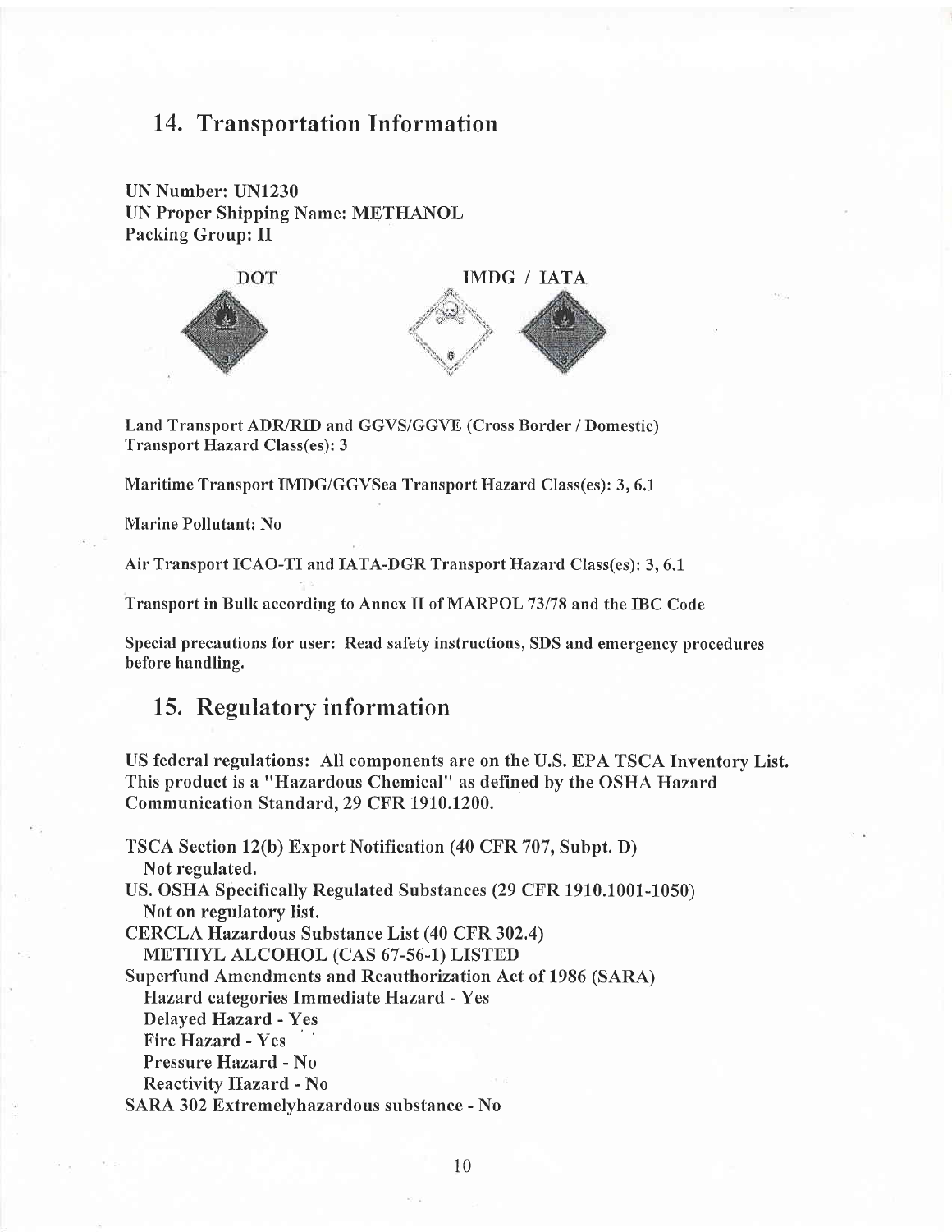## 14. Transportation Information

**UN Number: UN1230**
**UN Proper Shipping Name: METHANOL**
**Packing Group: II**

DOT                IMDG / IATA

**Land Transport ADR/RID and GGVS/GGVE (Cross Border / Domestic) Transport Hazard Class(es): 3**

Maritime Transport IMDG/GGVSea Transport Hazard Class(es): 3, 6.1

Marine Pollutant: No

Air Transport ICAO-TI and IATA-DGR Transport Hazard Class(es): 3, 6.1

Transport in Bulk according to Annex II of MARPOL 73/78 and the IBC Code

**Special precautions for user: Read safety instructions, SDS and emergency procedures before handling.**

## 15. Regulatory information

**US federal regulations: All components are on the U.S. EPA TSCA Inventory List. This product is a "Hazardous Chemical" as defined by the OSHA Hazard Communication Standard, 29 CFR 1910.1200.**

TSCA Section 12(b) Export Notification (40 CFR 707, Subpt. D)
  Not regulated.
US. OSHA Specifically Regulated Substances (29 CFR 1910.1001-1050)
  Not on regulatory list.
CERCLA Hazardous Substance List (40 CFR 302.4)
  METHYL ALCOHOL (CAS 67-56-1) LISTED
Superfund Amendments and Reauthorization Act of 1986 (SARA)
  Hazard categories Immediate Hazard - Yes
  Delayed Hazard - Yes
  Fire Hazard - Yes
  Pressure Hazard - No
  Reactivity Hazard - No
SARA 302 Extremelyhazardous substance - No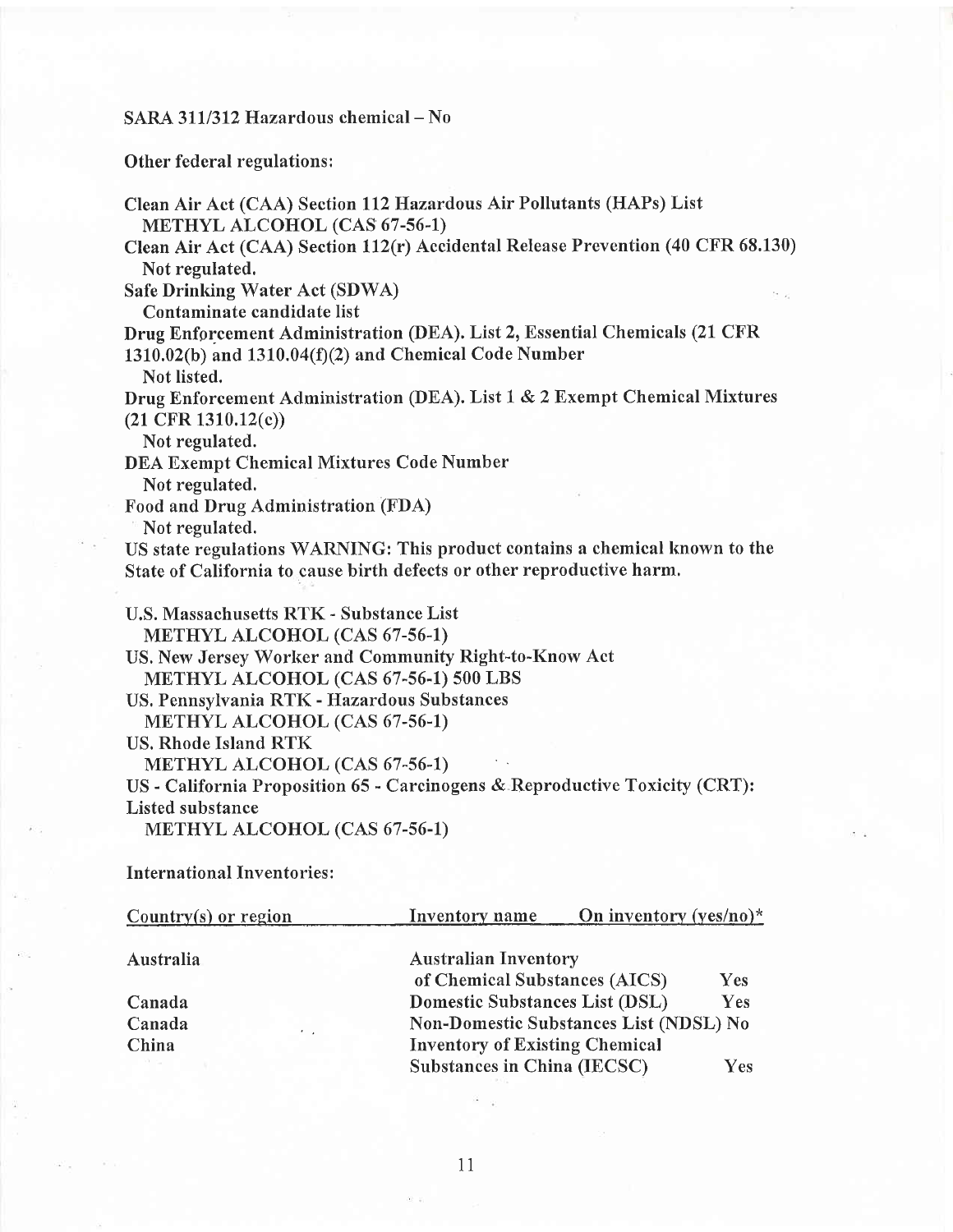SARA 311/312 Hazardous chemical – No

Other federal regulations:

Clean Air Act (CAA) Section 112 Hazardous Air Pollutants (HAPs) List
  METHYL ALCOHOL (CAS 67-56-1)
Clean Air Act (CAA) Section 112(r) Accidental Release Prevention (40 CFR 68.130)
  Not regulated.
Safe Drinking Water Act (SDWA)
  Contaminate candidate list
Drug Enforcement Administration (DEA). List 2, Essential Chemicals (21 CFR 1310.02(b) and 1310.04(f)(2) and Chemical Code Number
  Not listed.
Drug Enforcement Administration (DEA). List 1 & 2 Exempt Chemical Mixtures (21 CFR 1310.12(c))
  Not regulated.
DEA Exempt Chemical Mixtures Code Number
  Not regulated.
Food and Drug Administration (FDA)
  Not regulated.
US state regulations WARNING: This product contains a chemical known to the State of California to cause birth defects or other reproductive harm.

U.S. Massachusetts RTK - Substance List
  METHYL ALCOHOL (CAS 67-56-1)
US. New Jersey Worker and Community Right-to-Know Act
  METHYL ALCOHOL (CAS 67-56-1) 500 LBS
US. Pennsylvania RTK - Hazardous Substances
  METHYL ALCOHOL (CAS 67-56-1)
US. Rhode Island RTK
  METHYL ALCOHOL (CAS 67-56-1)
US - California Proposition 65 - Carcinogens & Reproductive Toxicity (CRT): Listed substance
  METHYL ALCOHOL (CAS 67-56-1)

International Inventories:

| Country(s) or region | Inventory name | On inventory (yes/no)* |
|---|---|---|
| Australia | Australian Inventory of Chemical Substances (AICS) | Yes |
| Canada | Domestic Substances List (DSL) | Yes |
| Canada | Non-Domestic Substances List (NDSL) | No |
| China | Inventory of Existing Chemical Substances in China (IECSC) | Yes |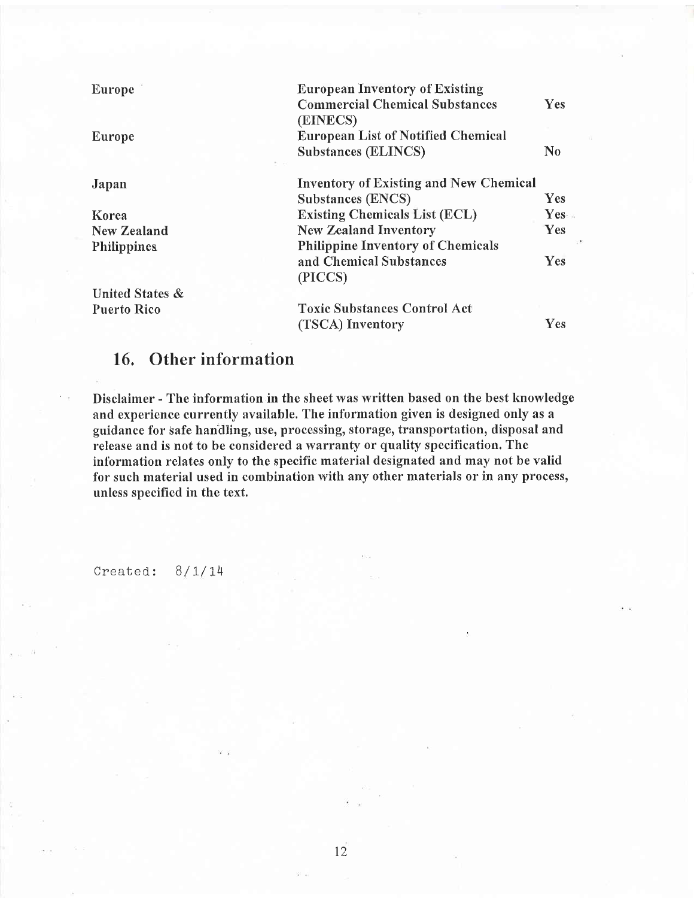| | | |
|---|---|---|
| Europe | European Inventory of Existing Commercial Chemical Substances (EINECS) | Yes |
| Europe | European List of Notified Chemical Substances (ELINCS) | No |
| Japan | Inventory of Existing and New Chemical Substances (ENCS) | Yes |
| Korea | Existing Chemicals List (ECL) | Yes |
| New Zealand | New Zealand Inventory | Yes |
| Philippines | Philippine Inventory of Chemicals and Chemical Substances (PICCS) | Yes |
| United States & Puerto Rico | Toxic Substances Control Act (TSCA) Inventory | Yes |

## 16. Other information

**Disclaimer - The information in the sheet was written based on the best knowledge and experience currently available. The information given is designed only as a guidance for safe handling, use, processing, storage, transportation, disposal and release and is not to be considered a warranty or quality specification. The information relates only to the specific material designated and may not be valid for such material used in combination with any other materials or in any process, unless specified in the text.**

Created: 8/1/14